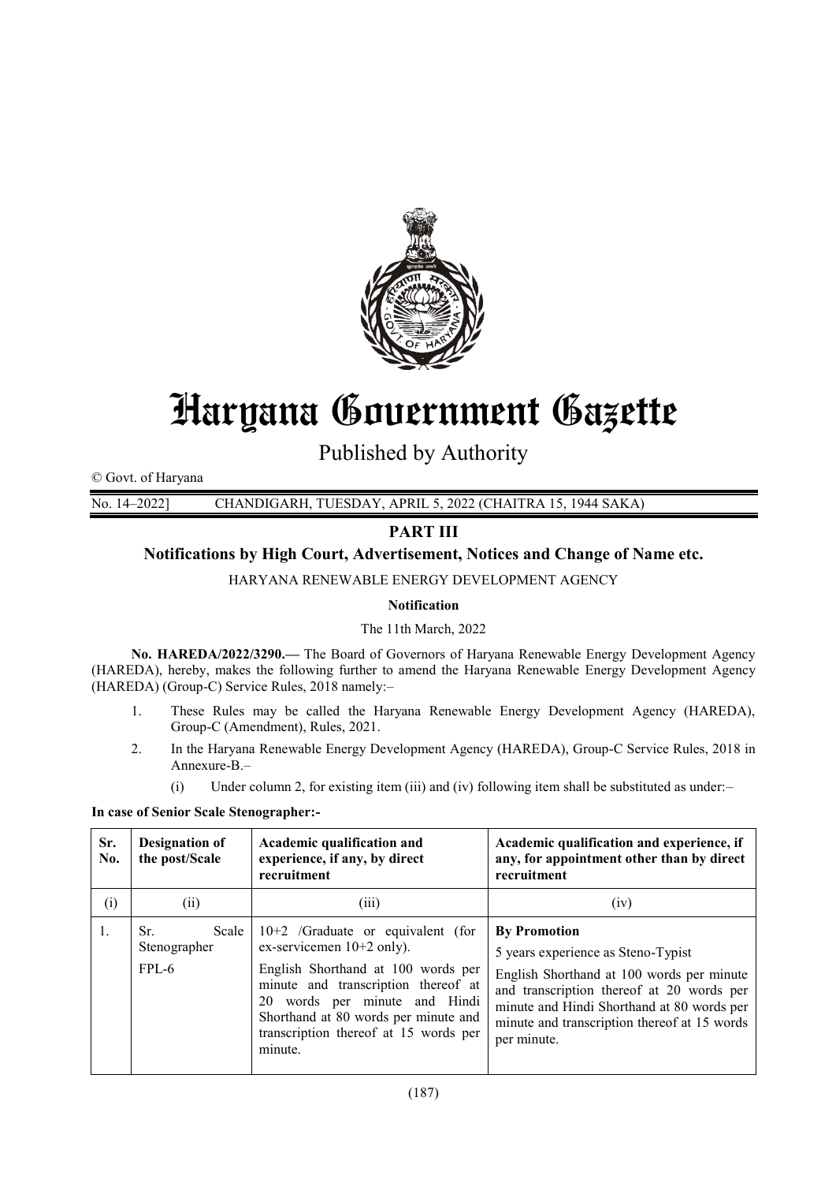# Haryana Government Gazette

Published by Authority

© Govt. of Haryana

No. 14–2022] CHANDIGARH, TUESDAY, APRIL 5, 2022 (CHAITRA 15, 1944 SAKA)

## PART III

### Notifications by High Court, Advertisement, Notices and Change of Name etc.

HARYANA RENEWABLE ENERGY DEVELOPMENT AGENCY

**Notification**

The 11th March, 2022

**No. HAREDA/2022/3290.—** The Board of Governors of Haryana Renewable Energy Development Agency (HAREDA), hereby, makes the following further to amend the Haryana Renewable Energy Development Agency (HAREDA) (Group-C) Service Rules, 2018 namely:–

1. These Rules may be called the Haryana Renewable Energy Development Agency (HAREDA), Group-C (Amendment), Rules, 2021.
2. In the Haryana Renewable Energy Development Agency (HAREDA), Group-C Service Rules, 2018 in Annexure-B.–
    (i) Under column 2, for existing item (iii) and (iv) following item shall be substituted as under:–

**In case of Senior Scale Stenographer:-**

| Sr. No. | Designation of the post/Scale | Academic qualification and experience, if any, by direct recruitment | Academic qualification and experience, if any, for appointment other than by direct recruitment |
|---|---|---|---|
| (i) | (ii) | (iii) | (iv) |
| 1. | Sr. Scale Stenographer FPL-6 | 10+2 /Graduate or equivalent (for ex-servicemen 10+2 only). English Shorthand at 100 words per minute and transcription thereof at 20 words per minute and Hindi Shorthand at 80 words per minute and transcription thereof at 15 words per minute. | **By Promotion** 5 years experience as Steno-Typist English Shorthand at 100 words per minute and transcription thereof at 20 words per minute and Hindi Shorthand at 80 words per minute and transcription thereof at 15 words per minute. |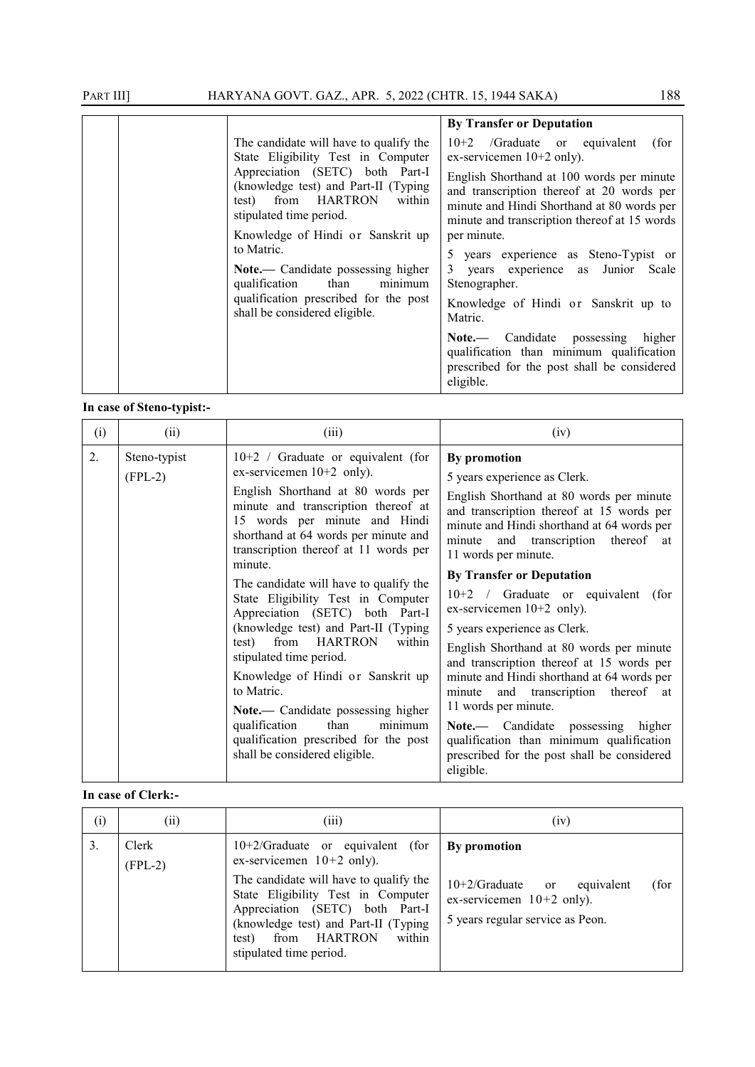|  |  |  | **By Transfer or Deputation** |
|---|---|---|---|
|  |  | The candidate will have to qualify the State Eligibility Test in Computer Appreciation (SETC) both Part-I (knowledge test) and Part-II (Typing test) from HARTRON within stipulated time period.<br><br>Knowledge of Hindi or Sanskrit up to Matric.<br><br>**Note.—** Candidate possessing higher qualification than minimum qualification prescribed for the post shall be considered eligible. | 10+2 /Graduate or equivalent (for ex-servicemen 10+2 only).<br><br>English Shorthand at 100 words per minute and transcription thereof at 20 words per minute and Hindi Shorthand at 80 words per minute and transcription thereof at 15 words per minute.<br><br>5 years experience as Steno-Typist or 3 years experience as Junior Scale Stenographer.<br><br>Knowledge of Hindi or Sanskrit up to Matric.<br><br>**Note.—** Candidate possessing higher qualification than minimum qualification prescribed for the post shall be considered eligible. |

**In case of Steno-typist:-**

| (i) | (ii) | (iii) | (iv) |
|---|---|---|---|
| 2. | Steno-typist (FPL-2) | 10+2 / Graduate or equivalent (for ex-servicemen 10+2 only).<br><br>English Shorthand at 80 words per minute and transcription thereof at 15 words per minute and Hindi shorthand at 64 words per minute and transcription thereof at 11 words per minute.<br><br>The candidate will have to qualify the State Eligibility Test in Computer Appreciation (SETC) both Part-I (knowledge test) and Part-II (Typing test) from HARTRON within stipulated time period.<br><br>Knowledge of Hindi or Sanskrit up to Matric.<br><br>**Note.—** Candidate possessing higher qualification than minimum qualification prescribed for the post shall be considered eligible. | **By promotion**<br><br>5 years experience as Clerk.<br><br>English Shorthand at 80 words per minute and transcription thereof at 15 words per minute and Hindi shorthand at 64 words per minute and transcription thereof at 11 words per minute.<br><br>**By Transfer or Deputation**<br><br>10+2 / Graduate or equivalent (for ex-servicemen 10+2 only).<br><br>5 years experience as Clerk.<br><br>English Shorthand at 80 words per minute and transcription thereof at 15 words per minute and Hindi shorthand at 64 words per minute and transcription thereof at 11 words per minute.<br><br>**Note.—** Candidate possessing higher qualification than minimum qualification prescribed for the post shall be considered eligible. |

**In case of Clerk:-**

| (i) | (ii) | (iii) | (iv) |
|---|---|---|---|
| 3. | Clerk (FPL-2) | 10+2/Graduate or equivalent (for ex-servicemen 10+2 only).<br><br>The candidate will have to qualify the State Eligibility Test in Computer Appreciation (SETC) both Part-I (knowledge test) and Part-II (Typing test) from HARTRON within stipulated time period. | **By promotion**<br><br>10+2/Graduate or equivalent (for ex-servicemen 10+2 only).<br><br>5 years regular service as Peon. |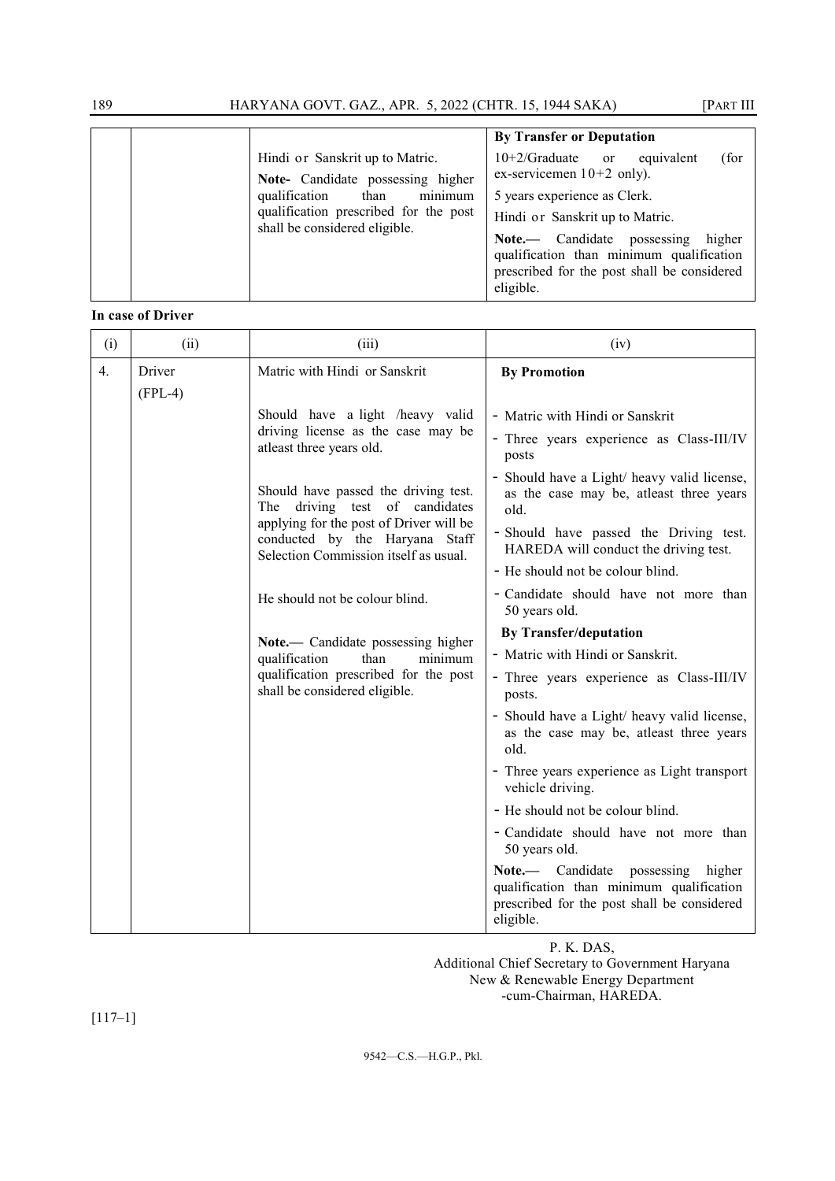| | | | |
|---|---|---|---|
| | | Hindi or Sanskrit up to Matric.<br>**Note-** Candidate possessing higher qualification than minimum qualification prescribed for the post shall be considered eligible. | **By Transfer or Deputation**<br>10+2/Graduate or equivalent (for ex-servicemen 10+2 only).<br>5 years experience as Clerk.<br>Hindi or Sanskrit up to Matric.<br>**Note.—** Candidate possessing higher qualification than minimum qualification prescribed for the post shall be considered eligible. |

**In case of Driver**

| (i) | (ii) | (iii) | (iv) |
|---|---|---|---|
| 4. | Driver<br>(FPL-4) | Matric with Hindi or Sanskrit<br><br>Should have a light /heavy valid driving license as the case may be atleast three years old.<br><br>Should have passed the driving test. The driving test of candidates applying for the post of Driver will be conducted by the Haryana Staff Selection Commission itself as usual.<br><br>He should not be colour blind.<br><br>**Note.—** Candidate possessing higher qualification than minimum qualification prescribed for the post shall be considered eligible. | **By Promotion**<br>- Matric with Hindi or Sanskrit<br>- Three years experience as Class-III/IV posts<br>- Should have a Light/ heavy valid license, as the case may be, atleast three years old.<br>- Should have passed the Driving test. HAREDA will conduct the driving test.<br>- He should not be colour blind.<br>- Candidate should have not more than 50 years old.<br>**By Transfer/deputation**<br>- Matric with Hindi or Sanskrit.<br>- Three years experience as Class-III/IV posts.<br>- Should have a Light/ heavy valid license, as the case may be, atleast three years old.<br>- Three years experience as Light transport vehicle driving.<br>- He should not be colour blind.<br>- Candidate should have not more than 50 years old.<br>**Note.—** Candidate possessing higher qualification than minimum qualification prescribed for the post shall be considered eligible. |

P. K. DAS,
Additional Chief Secretary to Government Haryana
New & Renewable Energy Department
-cum-Chairman, HAREDA.

[117–1]

9542—C.S.—H.G.P., Pkl.